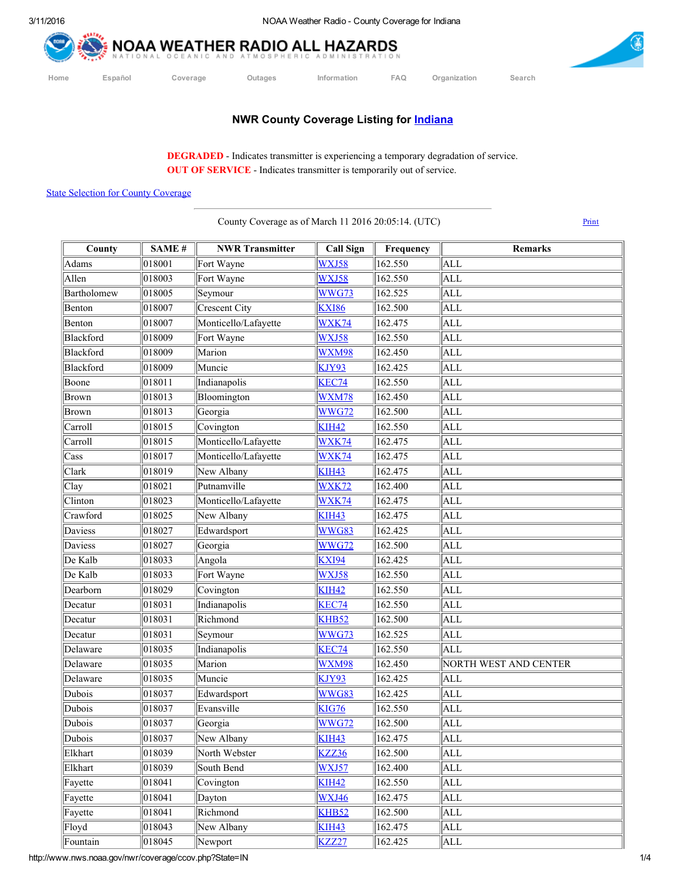# NOAA WEATHER RADIO ALL HAZARDS

NATIONAL OCEANIC AND ATMOSPHERIC ADMINISTRATION

Home | Español | Coverage | Outages | Information | FAQ | Organization | Search

## NWR County Coverage Listing for Indiana

**DEGRADED** - Indicates transmitter is experiencing a temporary degradation of service.
**OUT OF SERVICE** - Indicates transmitter is temporarily out of service.

State Selection for County Coverage

County Coverage as of March 11 2016 20:05:14. (UTC)

Print

| County | SAME # | NWR Transmitter | Call Sign | Frequency | Remarks |
|---|---|---|---|---|---|
| Adams | 018001 | Fort Wayne | WXJ58 | 162.550 | ALL |
| Allen | 018003 | Fort Wayne | WXJ58 | 162.550 | ALL |
| Bartholomew | 018005 | Seymour | WWG73 | 162.525 | ALL |
| Benton | 018007 | Crescent City | KXI86 | 162.500 | ALL |
| Benton | 018007 | Monticello/Lafayette | WXK74 | 162.475 | ALL |
| Blackford | 018009 | Fort Wayne | WXJ58 | 162.550 | ALL |
| Blackford | 018009 | Marion | WXM98 | 162.450 | ALL |
| Blackford | 018009 | Muncie | KJY93 | 162.425 | ALL |
| Boone | 018011 | Indianapolis | KEC74 | 162.550 | ALL |
| Brown | 018013 | Bloomington | WXM78 | 162.450 | ALL |
| Brown | 018013 | Georgia | WWG72 | 162.500 | ALL |
| Carroll | 018015 | Covington | KIH42 | 162.550 | ALL |
| Carroll | 018015 | Monticello/Lafayette | WXK74 | 162.475 | ALL |
| Cass | 018017 | Monticello/Lafayette | WXK74 | 162.475 | ALL |
| Clark | 018019 | New Albany | KIH43 | 162.475 | ALL |
| Clay | 018021 | Putnamville | WXK72 | 162.400 | ALL |
| Clinton | 018023 | Monticello/Lafayette | WXK74 | 162.475 | ALL |
| Crawford | 018025 | New Albany | KIH43 | 162.475 | ALL |
| Daviess | 018027 | Edwardsport | WWG83 | 162.425 | ALL |
| Daviess | 018027 | Georgia | WWG72 | 162.500 | ALL |
| De Kalb | 018033 | Angola | KXI94 | 162.425 | ALL |
| De Kalb | 018033 | Fort Wayne | WXJ58 | 162.550 | ALL |
| Dearborn | 018029 | Covington | KIH42 | 162.550 | ALL |
| Decatur | 018031 | Indianapolis | KEC74 | 162.550 | ALL |
| Decatur | 018031 | Richmond | KHB52 | 162.500 | ALL |
| Decatur | 018031 | Seymour | WWG73 | 162.525 | ALL |
| Delaware | 018035 | Indianapolis | KEC74 | 162.550 | ALL |
| Delaware | 018035 | Marion | WXM98 | 162.450 | NORTH WEST AND CENTER |
| Delaware | 018035 | Muncie | KJY93 | 162.425 | ALL |
| Dubois | 018037 | Edwardsport | WWG83 | 162.425 | ALL |
| Dubois | 018037 | Evansville | KIG76 | 162.550 | ALL |
| Dubois | 018037 | Georgia | WWG72 | 162.500 | ALL |
| Dubois | 018037 | New Albany | KIH43 | 162.475 | ALL |
| Elkhart | 018039 | North Webster | KZZ36 | 162.500 | ALL |
| Elkhart | 018039 | South Bend | WXJ57 | 162.400 | ALL |
| Fayette | 018041 | Covington | KIH42 | 162.550 | ALL |
| Fayette | 018041 | Dayton | WXJ46 | 162.475 | ALL |
| Fayette | 018041 | Richmond | KHB52 | 162.500 | ALL |
| Floyd | 018043 | New Albany | KIH43 | 162.475 | ALL |
| Fountain | 018045 | Newport | KZZ27 | 162.425 | ALL |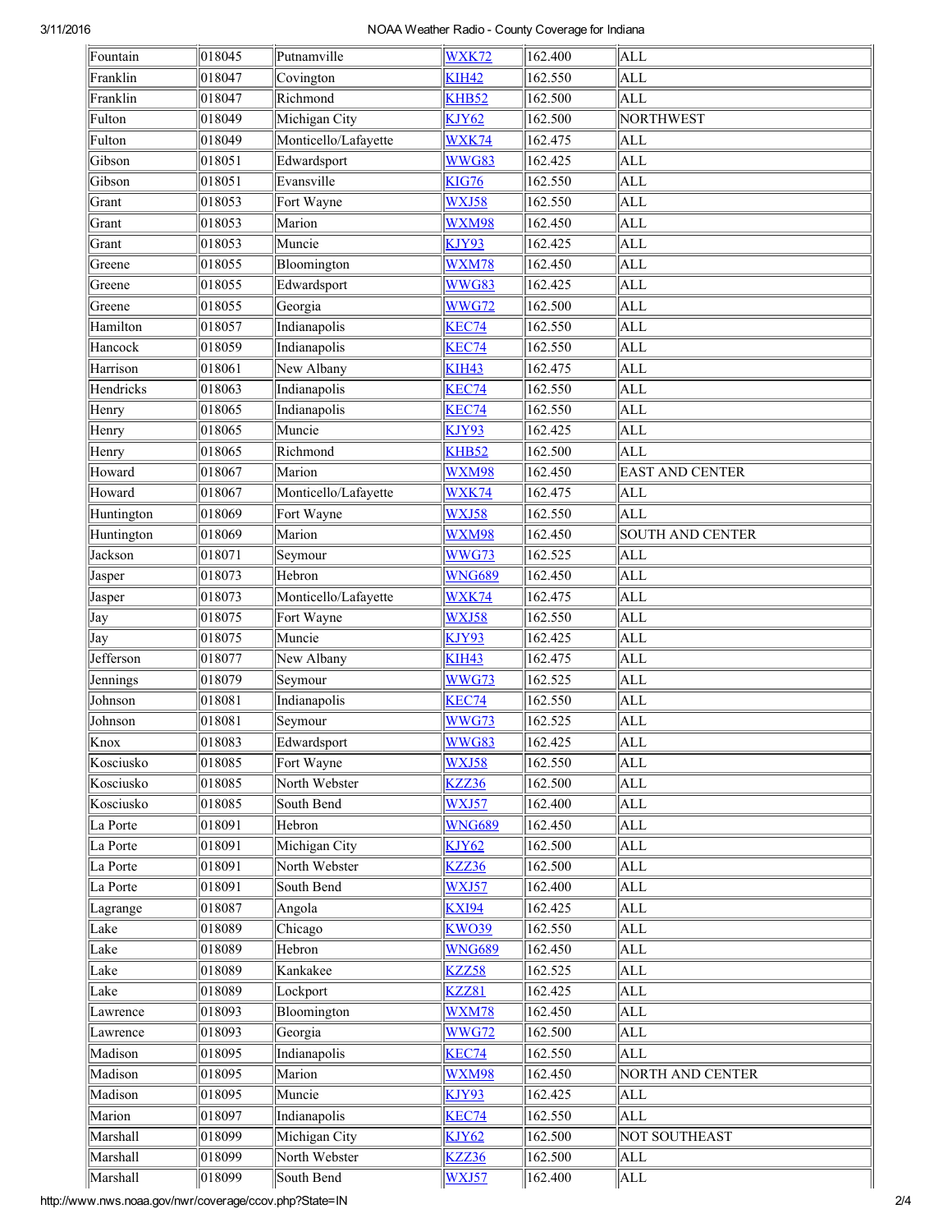| Fountain | 018045 | Putnamville | WXK72 | 162.400 | ALL |
|---|---|---|---|---|---|
| Franklin | 018047 | Covington | KIH42 | 162.550 | ALL |
| Franklin | 018047 | Richmond | KHB52 | 162.500 | ALL |
| Fulton | 018049 | Michigan City | KJY62 | 162.500 | NORTHWEST |
| Fulton | 018049 | Monticello/Lafayette | WXK74 | 162.475 | ALL |
| Gibson | 018051 | Edwardsport | WWG83 | 162.425 | ALL |
| Gibson | 018051 | Evansville | KIG76 | 162.550 | ALL |
| Grant | 018053 | Fort Wayne | WXJ58 | 162.550 | ALL |
| Grant | 018053 | Marion | WXM98 | 162.450 | ALL |
| Grant | 018053 | Muncie | KJY93 | 162.425 | ALL |
| Greene | 018055 | Bloomington | WXM78 | 162.450 | ALL |
| Greene | 018055 | Edwardsport | WWG83 | 162.425 | ALL |
| Greene | 018055 | Georgia | WWG72 | 162.500 | ALL |
| Hamilton | 018057 | Indianapolis | KEC74 | 162.550 | ALL |
| Hancock | 018059 | Indianapolis | KEC74 | 162.550 | ALL |
| Harrison | 018061 | New Albany | KIH43 | 162.475 | ALL |
| Hendricks | 018063 | Indianapolis | KEC74 | 162.550 | ALL |
| Henry | 018065 | Indianapolis | KEC74 | 162.550 | ALL |
| Henry | 018065 | Muncie | KJY93 | 162.425 | ALL |
| Henry | 018065 | Richmond | KHB52 | 162.500 | ALL |
| Howard | 018067 | Marion | WXM98 | 162.450 | EAST AND CENTER |
| Howard | 018067 | Monticello/Lafayette | WXK74 | 162.475 | ALL |
| Huntington | 018069 | Fort Wayne | WXJ58 | 162.550 | ALL |
| Huntington | 018069 | Marion | WXM98 | 162.450 | SOUTH AND CENTER |
| Jackson | 018071 | Seymour | WWG73 | 162.525 | ALL |
| Jasper | 018073 | Hebron | WNG689 | 162.450 | ALL |
| Jasper | 018073 | Monticello/Lafayette | WXK74 | 162.475 | ALL |
| Jay | 018075 | Fort Wayne | WXJ58 | 162.550 | ALL |
| Jay | 018075 | Muncie | KJY93 | 162.425 | ALL |
| Jefferson | 018077 | New Albany | KIH43 | 162.475 | ALL |
| Jennings | 018079 | Seymour | WWG73 | 162.525 | ALL |
| Johnson | 018081 | Indianapolis | KEC74 | 162.550 | ALL |
| Johnson | 018081 | Seymour | WWG73 | 162.525 | ALL |
| Knox | 018083 | Edwardsport | WWG83 | 162.425 | ALL |
| Kosciusko | 018085 | Fort Wayne | WXJ58 | 162.550 | ALL |
| Kosciusko | 018085 | North Webster | KZZ36 | 162.500 | ALL |
| Kosciusko | 018085 | South Bend | WXJ57 | 162.400 | ALL |
| La Porte | 018091 | Hebron | WNG689 | 162.450 | ALL |
| La Porte | 018091 | Michigan City | KJY62 | 162.500 | ALL |
| La Porte | 018091 | North Webster | KZZ36 | 162.500 | ALL |
| La Porte | 018091 | South Bend | WXJ57 | 162.400 | ALL |
| Lagrange | 018087 | Angola | KXI94 | 162.425 | ALL |
| Lake | 018089 | Chicago | KWO39 | 162.550 | ALL |
| Lake | 018089 | Hebron | WNG689 | 162.450 | ALL |
| Lake | 018089 | Kankakee | KZZ58 | 162.525 | ALL |
| Lake | 018089 | Lockport | KZZ81 | 162.425 | ALL |
| Lawrence | 018093 | Bloomington | WXM78 | 162.450 | ALL |
| Lawrence | 018093 | Georgia | WWG72 | 162.500 | ALL |
| Madison | 018095 | Indianapolis | KEC74 | 162.550 | ALL |
| Madison | 018095 | Marion | WXM98 | 162.450 | NORTH AND CENTER |
| Madison | 018095 | Muncie | KJY93 | 162.425 | ALL |
| Marion | 018097 | Indianapolis | KEC74 | 162.550 | ALL |
| Marshall | 018099 | Michigan City | KJY62 | 162.500 | NOT SOUTHEAST |
| Marshall | 018099 | North Webster | KZZ36 | 162.500 | ALL |
| Marshall | 018099 | South Bend | WXJ57 | 162.400 | ALL |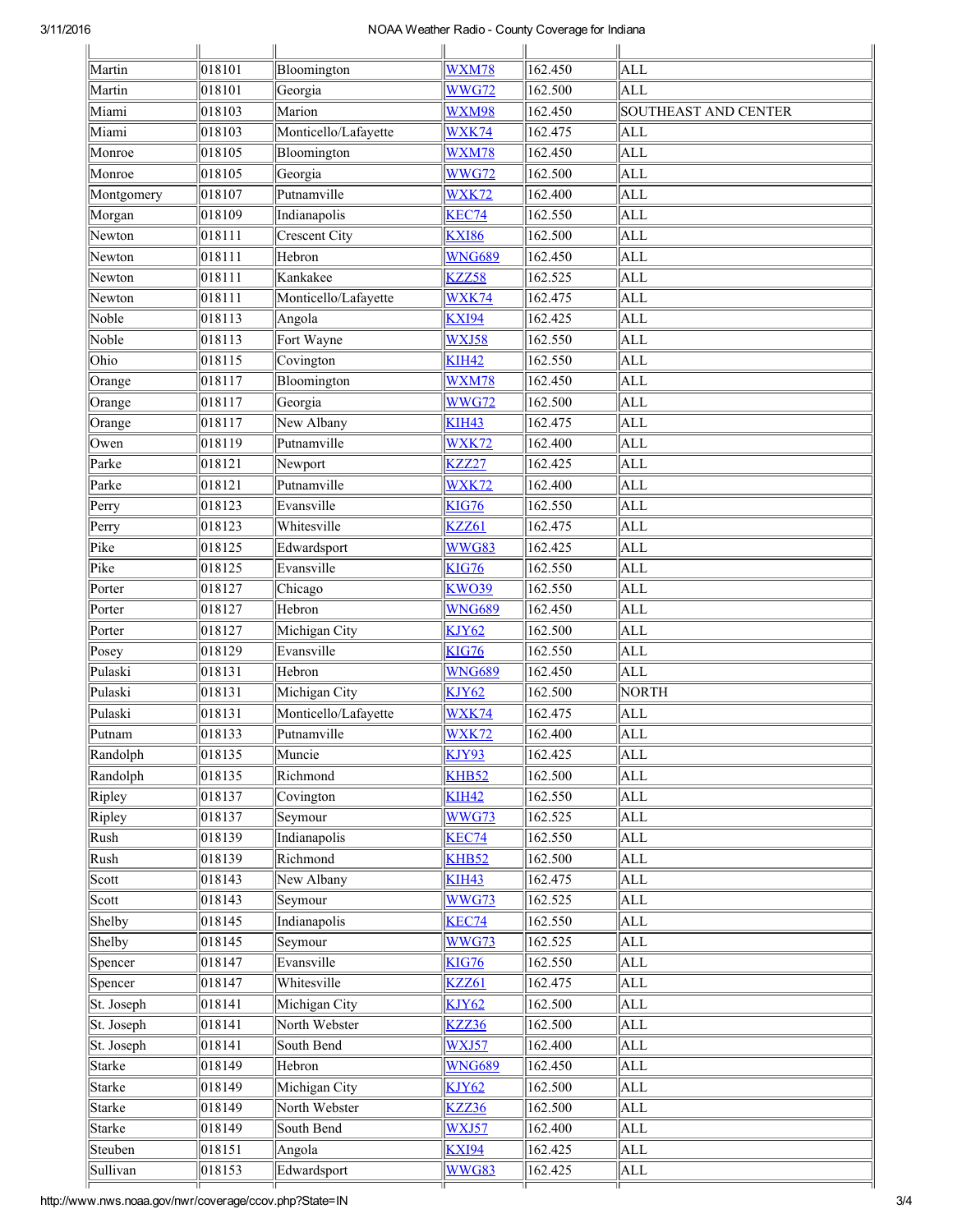| | | | | | |
|---|---|---|---|---|---|
| Martin | 018101 | Bloomington | WXM78 | 162.450 | ALL |
| Martin | 018101 | Georgia | WWG72 | 162.500 | ALL |
| Miami | 018103 | Marion | WXM98 | 162.450 | SOUTHEAST AND CENTER |
| Miami | 018103 | Monticello/Lafayette | WXK74 | 162.475 | ALL |
| Monroe | 018105 | Bloomington | WXM78 | 162.450 | ALL |
| Monroe | 018105 | Georgia | WWG72 | 162.500 | ALL |
| Montgomery | 018107 | Putnamville | WXK72 | 162.400 | ALL |
| Morgan | 018109 | Indianapolis | KEC74 | 162.550 | ALL |
| Newton | 018111 | Crescent City | KXI86 | 162.500 | ALL |
| Newton | 018111 | Hebron | WNG689 | 162.450 | ALL |
| Newton | 018111 | Kankakee | KZZ58 | 162.525 | ALL |
| Newton | 018111 | Monticello/Lafayette | WXK74 | 162.475 | ALL |
| Noble | 018113 | Angola | KXI94 | 162.425 | ALL |
| Noble | 018113 | Fort Wayne | WXJ58 | 162.550 | ALL |
| Ohio | 018115 | Covington | KIH42 | 162.550 | ALL |
| Orange | 018117 | Bloomington | WXM78 | 162.450 | ALL |
| Orange | 018117 | Georgia | WWG72 | 162.500 | ALL |
| Orange | 018117 | New Albany | KIH43 | 162.475 | ALL |
| Owen | 018119 | Putnamville | WXK72 | 162.400 | ALL |
| Parke | 018121 | Newport | KZZ27 | 162.425 | ALL |
| Parke | 018121 | Putnamville | WXK72 | 162.400 | ALL |
| Perry | 018123 | Evansville | KIG76 | 162.550 | ALL |
| Perry | 018123 | Whitesville | KZZ61 | 162.475 | ALL |
| Pike | 018125 | Edwardsport | WWG83 | 162.425 | ALL |
| Pike | 018125 | Evansville | KIG76 | 162.550 | ALL |
| Porter | 018127 | Chicago | KWO39 | 162.550 | ALL |
| Porter | 018127 | Hebron | WNG689 | 162.450 | ALL |
| Porter | 018127 | Michigan City | KJY62 | 162.500 | ALL |
| Posey | 018129 | Evansville | KIG76 | 162.550 | ALL |
| Pulaski | 018131 | Hebron | WNG689 | 162.450 | ALL |
| Pulaski | 018131 | Michigan City | KJY62 | 162.500 | NORTH |
| Pulaski | 018131 | Monticello/Lafayette | WXK74 | 162.475 | ALL |
| Putnam | 018133 | Putnamville | WXK72 | 162.400 | ALL |
| Randolph | 018135 | Muncie | KJY93 | 162.425 | ALL |
| Randolph | 018135 | Richmond | KHB52 | 162.500 | ALL |
| Ripley | 018137 | Covington | KIH42 | 162.550 | ALL |
| Ripley | 018137 | Seymour | WWG73 | 162.525 | ALL |
| Rush | 018139 | Indianapolis | KEC74 | 162.550 | ALL |
| Rush | 018139 | Richmond | KHB52 | 162.500 | ALL |
| Scott | 018143 | New Albany | KIH43 | 162.475 | ALL |
| Scott | 018143 | Seymour | WWG73 | 162.525 | ALL |
| Shelby | 018145 | Indianapolis | KEC74 | 162.550 | ALL |
| Shelby | 018145 | Seymour | WWG73 | 162.525 | ALL |
| Spencer | 018147 | Evansville | KIG76 | 162.550 | ALL |
| Spencer | 018147 | Whitesville | KZZ61 | 162.475 | ALL |
| St. Joseph | 018141 | Michigan City | KJY62 | 162.500 | ALL |
| St. Joseph | 018141 | North Webster | KZZ36 | 162.500 | ALL |
| St. Joseph | 018141 | South Bend | WXJ57 | 162.400 | ALL |
| Starke | 018149 | Hebron | WNG689 | 162.450 | ALL |
| Starke | 018149 | Michigan City | KJY62 | 162.500 | ALL |
| Starke | 018149 | North Webster | KZZ36 | 162.500 | ALL |
| Starke | 018149 | South Bend | WXJ57 | 162.400 | ALL |
| Steuben | 018151 | Angola | KXI94 | 162.425 | ALL |
| Sullivan | 018153 | Edwardsport | WWG83 | 162.425 | ALL |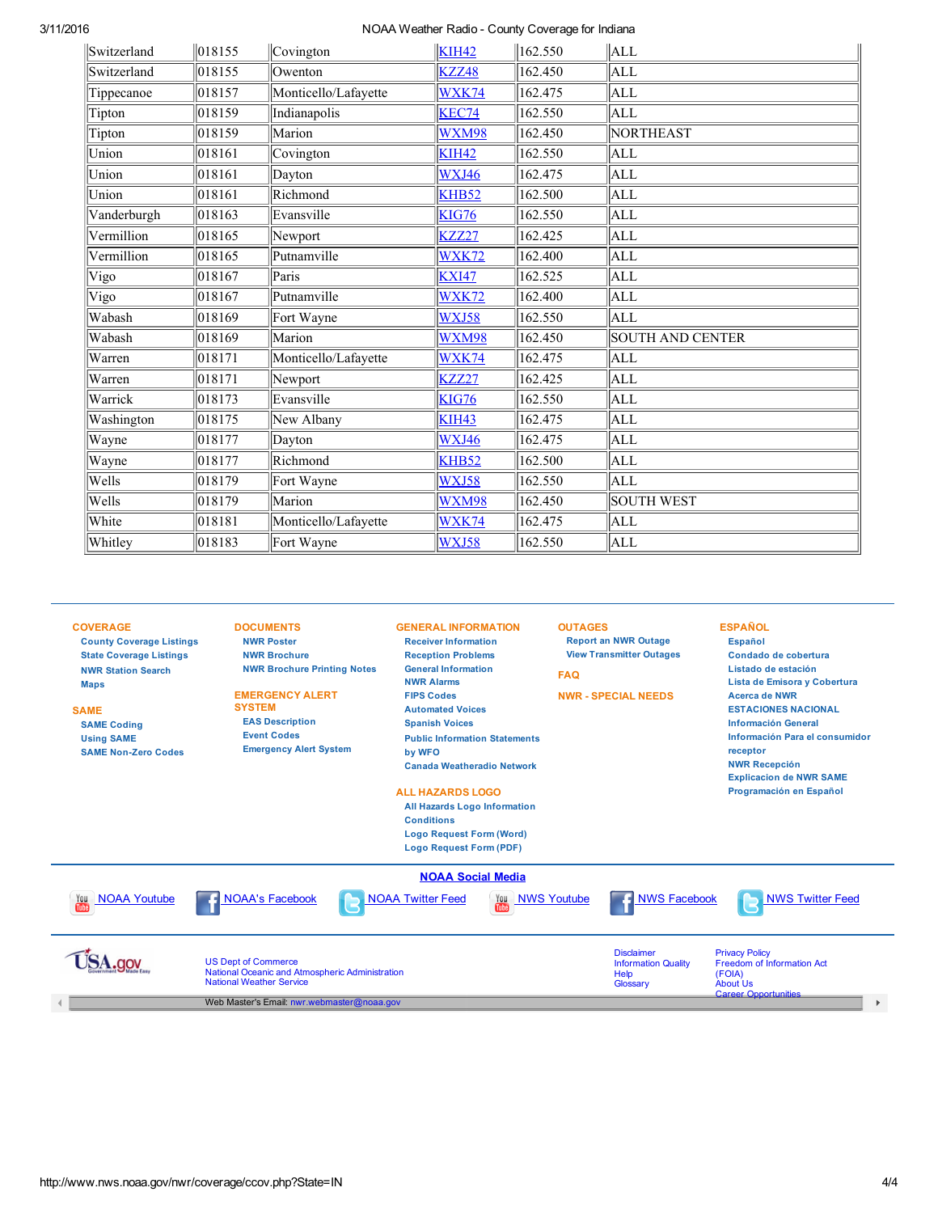| | | | | | |
|---|---|---|---|---|---|
| Switzerland | 018155 | Covington | KIH42 | 162.550 | ALL |
| Switzerland | 018155 | Owenton | KZZ48 | 162.450 | ALL |
| Tippecanoe | 018157 | Monticello/Lafayette | WXK74 | 162.475 | ALL |
| Tipton | 018159 | Indianapolis | KEC74 | 162.550 | ALL |
| Tipton | 018159 | Marion | WXM98 | 162.450 | NORTHEAST |
| Union | 018161 | Covington | KIH42 | 162.550 | ALL |
| Union | 018161 | Dayton | WXJ46 | 162.475 | ALL |
| Union | 018161 | Richmond | KHB52 | 162.500 | ALL |
| Vanderburgh | 018163 | Evansville | KIG76 | 162.550 | ALL |
| Vermillion | 018165 | Newport | KZZ27 | 162.425 | ALL |
| Vermillion | 018165 | Putnamville | WXK72 | 162.400 | ALL |
| Vigo | 018167 | Paris | KXI47 | 162.525 | ALL |
| Vigo | 018167 | Putnamville | WXK72 | 162.400 | ALL |
| Wabash | 018169 | Fort Wayne | WXJ58 | 162.550 | ALL |
| Wabash | 018169 | Marion | WXM98 | 162.450 | SOUTH AND CENTER |
| Warren | 018171 | Monticello/Lafayette | WXK74 | 162.475 | ALL |
| Warren | 018171 | Newport | KZZ27 | 162.425 | ALL |
| Warrick | 018173 | Evansville | KIG76 | 162.550 | ALL |
| Washington | 018175 | New Albany | KIH43 | 162.475 | ALL |
| Wayne | 018177 | Dayton | WXJ46 | 162.475 | ALL |
| Wayne | 018177 | Richmond | KHB52 | 162.500 | ALL |
| Wells | 018179 | Fort Wayne | WXJ58 | 162.550 | ALL |
| Wells | 018179 | Marion | WXM98 | 162.450 | SOUTH WEST |
| White | 018181 | Monticello/Lafayette | WXK74 | 162.475 | ALL |
| Whitley | 018183 | Fort Wayne | WXJ58 | 162.550 | ALL |

**COVERAGE**
- County Coverage Listings
- State Coverage Listings
- NWR Station Search
- Maps

**SAME**
- SAME Coding
- Using SAME
- SAME Non-Zero Codes

**DOCUMENTS**
- NWR Poster
- NWR Brochure
- NWR Brochure Printing Notes

**EMERGENCY ALERT SYSTEM**
- EAS Description
- Event Codes
- Emergency Alert System

**GENERAL INFORMATION**
- Receiver Information
- Reception Problems
- General Information
- NWR Alarms
- FIPS Codes
- Automated Voices
- Spanish Voices
- Public Information Statements by WFO
- Canada Weatheradio Network

**ALL HAZARDS LOGO**
- All Hazards Logo Information
- Conditions
- Logo Request Form (Word)
- Logo Request Form (PDF)

**OUTAGES**
- Report an NWR Outage
- View Transmitter Outages

**FAQ**

**NWR - SPECIAL NEEDS**

**ESPAÑOL**
- Español
- Condado de cobertura
- Listado de estación
- Lista de Emisora y Cobertura
- Acerca de NWR
- ESTACIONES NACIONAL
- Información General
- Información Para el consumidor receptor
- NWR Recepción
- Explicacion de NWR SAME
- Programación en Español

**NOAA Social Media**

NOAA Youtube | NOAA's Facebook | NOAA Twitter Feed | NWS Youtube | NWS Facebook | NWS Twitter Feed

USA.gov

US Dept of Commerce
National Oceanic and Atmospheric Administration
National Weather Service

Disclaimer
Information Quality
Help
Glossary

Privacy Policy
Freedom of Information Act (FOIA)
About Us
Career Opportunities

Web Master's Email: nwr.webmaster@noaa.gov